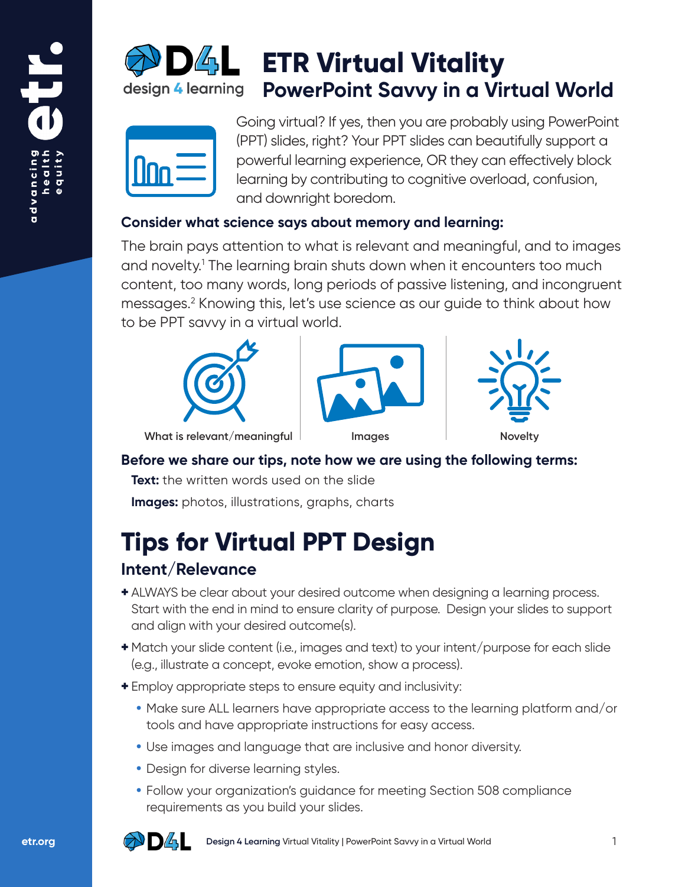# ETR Virtual Vitality

## PowerPoint Savvy in a Virtual World

Going virtual? If yes, then you are probably using PowerPoint (PPT) slides, right? Your PPT slides can beautifully support a powerful learning experience, OR they can effectively block learning by contributing to cognitive overload, confusion, and downright boredom.

**Consider what science says about memory and learning:**

The brain pays attention to what is relevant and meaningful, and to images and novelty.[1] The learning brain shuts down when it encounters too much content, too many words, long periods of passive listening, and incongruent messages.[2] Knowing this, let's use science as our guide to think about how to be PPT savvy in a virtual world.

What is relevant/meaningful | Images | Novelty

**Before we share our tips, note how we are using the following terms:**

**Text:** the written words used on the slide

**Images:** photos, illustrations, graphs, charts

# Tips for Virtual PPT Design

## Intent/Relevance

- ALWAYS be clear about your desired outcome when designing a learning process. Start with the end in mind to ensure clarity of purpose. Design your slides to support and align with your desired outcome(s).
- Match your slide content (i.e., images and text) to your intent/purpose for each slide (e.g., illustrate a concept, evoke emotion, show a process).
- Employ appropriate steps to ensure equity and inclusivity:
  - Make sure ALL learners have appropriate access to the learning platform and/or tools and have appropriate instructions for easy access.
  - Use images and language that are inclusive and honor diversity.
  - Design for diverse learning styles.
  - Follow your organization's guidance for meeting Section 508 compliance requirements as you build your slides.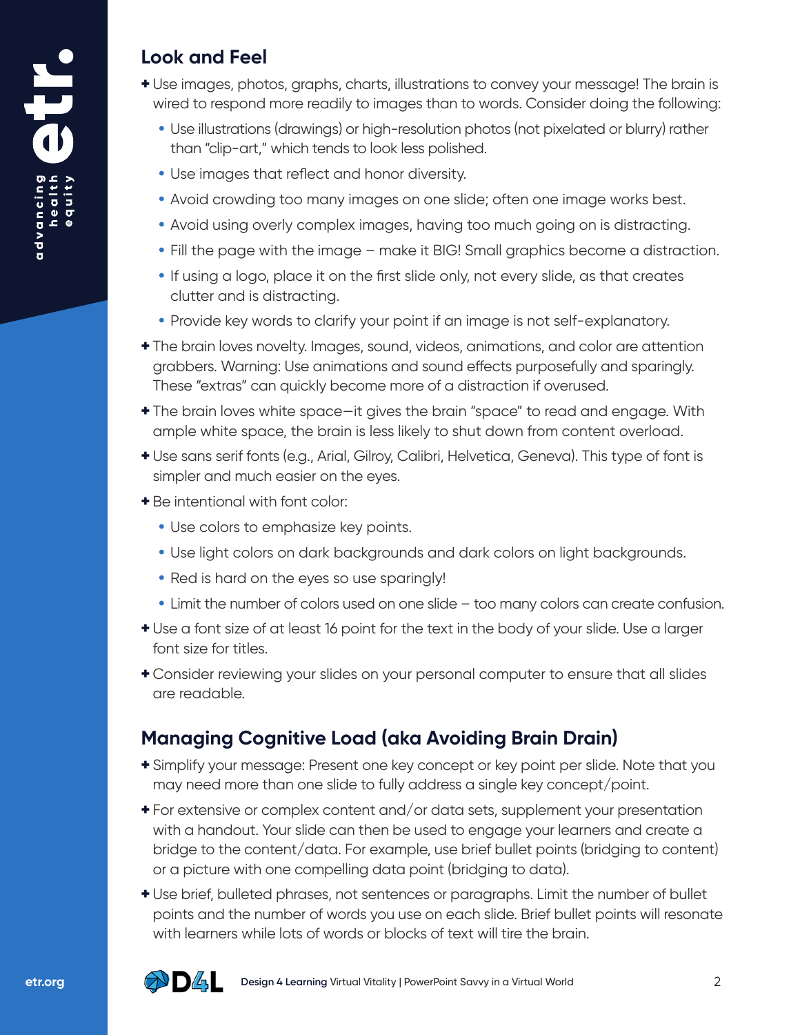## Look and Feel

- Use images, photos, graphs, charts, illustrations to convey your message! The brain is wired to respond more readily to images than to words. Consider doing the following:
  - Use illustrations (drawings) or high-resolution photos (not pixelated or blurry) rather than "clip-art," which tends to look less polished.
  - Use images that reflect and honor diversity.
  - Avoid crowding too many images on one slide; often one image works best.
  - Avoid using overly complex images, having too much going on is distracting.
  - Fill the page with the image – make it BIG! Small graphics become a distraction.
  - If using a logo, place it on the first slide only, not every slide, as that creates clutter and is distracting.
  - Provide key words to clarify your point if an image is not self-explanatory.
- The brain loves novelty. Images, sound, videos, animations, and color are attention grabbers. Warning: Use animations and sound effects purposefully and sparingly. These "extras" can quickly become more of a distraction if overused.
- The brain loves white space—it gives the brain "space" to read and engage. With ample white space, the brain is less likely to shut down from content overload.
- Use sans serif fonts (e.g., Arial, Gilroy, Calibri, Helvetica, Geneva). This type of font is simpler and much easier on the eyes.
- Be intentional with font color:
  - Use colors to emphasize key points.
  - Use light colors on dark backgrounds and dark colors on light backgrounds.
  - Red is hard on the eyes so use sparingly!
  - Limit the number of colors used on one slide – too many colors can create confusion.
- Use a font size of at least 16 point for the text in the body of your slide. Use a larger font size for titles.
- Consider reviewing your slides on your personal computer to ensure that all slides are readable.

## Managing Cognitive Load (aka Avoiding Brain Drain)

- Simplify your message: Present one key concept or key point per slide. Note that you may need more than one slide to fully address a single key concept/point.
- For extensive or complex content and/or data sets, supplement your presentation with a handout. Your slide can then be used to engage your learners and create a bridge to the content/data. For example, use brief bullet points (bridging to content) or a picture with one compelling data point (bridging to data).
- Use brief, bulleted phrases, not sentences or paragraphs. Limit the number of bullet points and the number of words you use on each slide. Brief bullet points will resonate with learners while lots of words or blocks of text will tire the brain.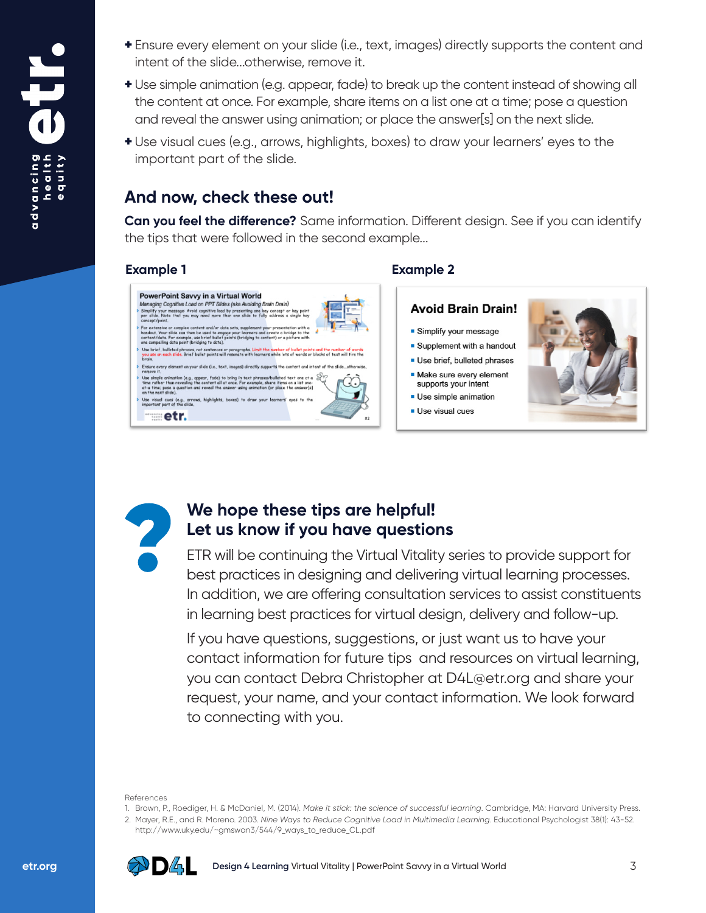- Ensure every element on your slide (i.e., text, images) directly supports the content and intent of the slide…otherwise, remove it.
- Use simple animation (e.g. appear, fade) to break up the content instead of showing all the content at once. For example, share items on a list one at a time; pose a question and reveal the answer using animation; or place the answer[s] on the next slide.
- Use visual cues (e.g., arrows, highlights, boxes) to draw your learners' eyes to the important part of the slide.

## And now, check these out!

**Can you feel the difference?** Same information. Different design. See if you can identify the tips that were followed in the second example…

**Example 1**

**Example 2**

## We hope these tips are helpful! Let us know if you have questions

ETR will be continuing the Virtual Vitality series to provide support for best practices in designing and delivering virtual learning processes. In addition, we are offering consultation services to assist constituents in learning best practices for virtual design, delivery and follow-up.

If you have questions, suggestions, or just want us to have your contact information for future tips and resources on virtual learning, you can contact Debra Christopher at D4L@etr.org and share your request, your name, and your contact information. We look forward to connecting with you.

References

1. Brown, P., Roediger, H. & McDaniel, M. (2014). *Make it stick: the science of successful learning*. Cambridge, MA: Harvard University Press.
2. Mayer, R.E., and R. Moreno. 2003. *Nine Ways to Reduce Cognitive Load in Multimedia Learning*. Educational Psychologist 38(1): 43-52. http://www.uky.edu/~gmswan3/544/9_ways_to_reduce_CL.pdf